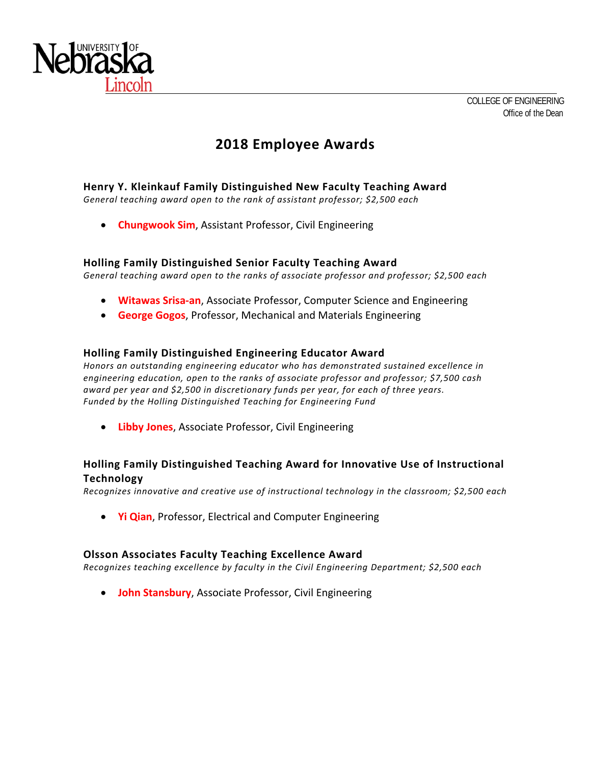UNIVERSITY OF Nebraska Lincoln

COLLEGE OF ENGINEERING
Office of the Dean

# 2018 Employee Awards

### Henry Y. Kleinkauf Family Distinguished New Faculty Teaching Award

*General teaching award open to the rank of assistant professor; $2,500 each*

- **Chungwook Sim**, Assistant Professor, Civil Engineering

### Holling Family Distinguished Senior Faculty Teaching Award

*General teaching award open to the ranks of associate professor and professor; $2,500 each*

- **Witawas Srisa-an**, Associate Professor, Computer Science and Engineering
- **George Gogos**, Professor, Mechanical and Materials Engineering

### Holling Family Distinguished Engineering Educator Award

*Honors an outstanding engineering educator who has demonstrated sustained excellence in engineering education, open to the ranks of associate professor and professor; $7,500 cash award per year and $2,500 in discretionary funds per year, for each of three years. Funded by the Holling Distinguished Teaching for Engineering Fund*

- **Libby Jones**, Associate Professor, Civil Engineering

### Holling Family Distinguished Teaching Award for Innovative Use of Instructional Technology

*Recognizes innovative and creative use of instructional technology in the classroom; $2,500 each*

- **Yi Qian**, Professor, Electrical and Computer Engineering

### Olsson Associates Faculty Teaching Excellence Award

*Recognizes teaching excellence by faculty in the Civil Engineering Department; $2,500 each*

- **John Stansbury**, Associate Professor, Civil Engineering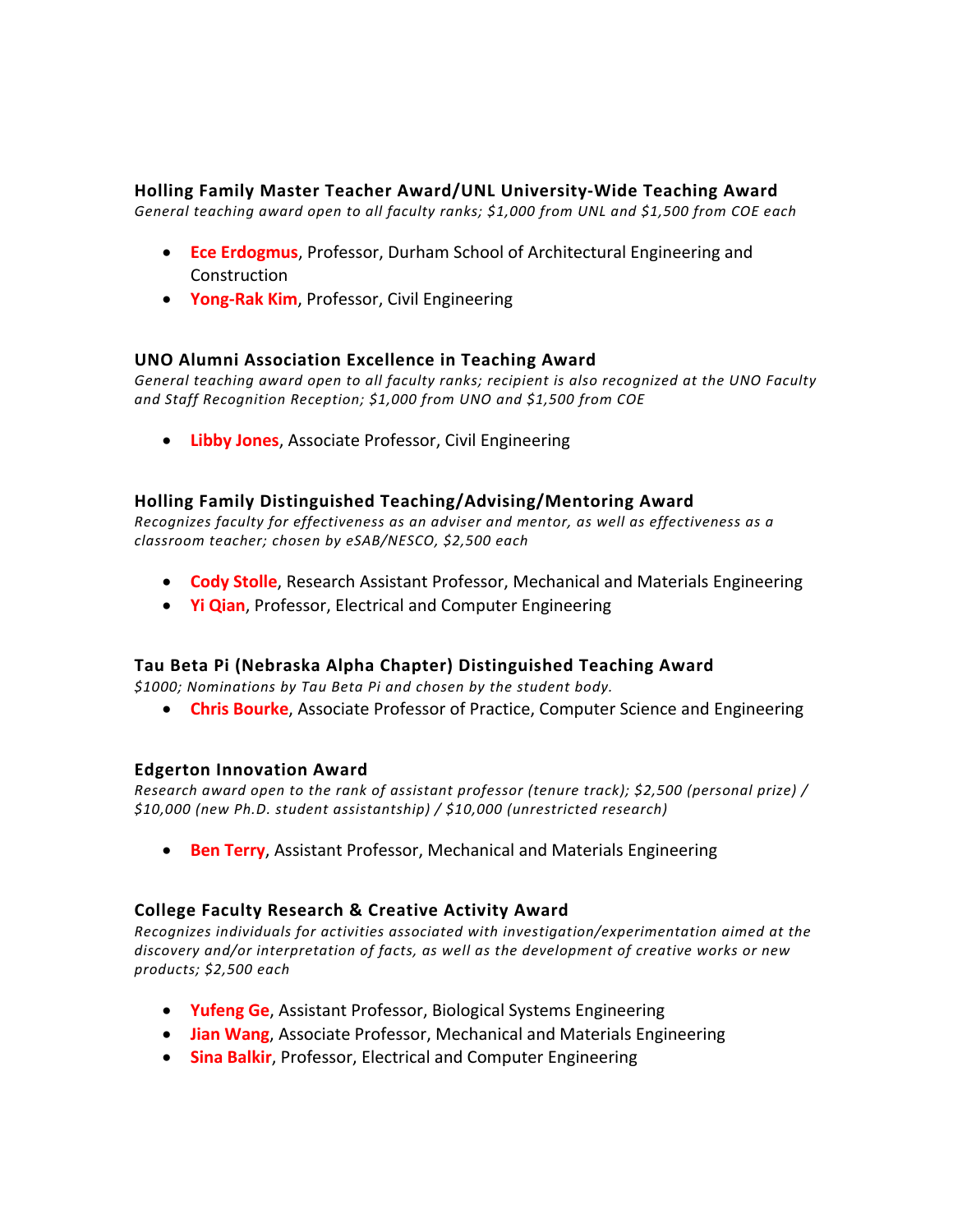### Holling Family Master Teacher Award/UNL University-Wide Teaching Award

*General teaching award open to all faculty ranks; $1,000 from UNL and $1,500 from COE each*

- **Ece Erdogmus**, Professor, Durham School of Architectural Engineering and Construction
- **Yong-Rak Kim**, Professor, Civil Engineering

### UNO Alumni Association Excellence in Teaching Award

*General teaching award open to all faculty ranks; recipient is also recognized at the UNO Faculty and Staff Recognition Reception; $1,000 from UNO and $1,500 from COE*

- **Libby Jones**, Associate Professor, Civil Engineering

### Holling Family Distinguished Teaching/Advising/Mentoring Award

*Recognizes faculty for effectiveness as an adviser and mentor, as well as effectiveness as a classroom teacher; chosen by eSAB/NESCO, $2,500 each*

- **Cody Stolle**, Research Assistant Professor, Mechanical and Materials Engineering
- **Yi Qian**, Professor, Electrical and Computer Engineering

### Tau Beta Pi (Nebraska Alpha Chapter) Distinguished Teaching Award

*$1000; Nominations by Tau Beta Pi and chosen by the student body.*

- **Chris Bourke**, Associate Professor of Practice, Computer Science and Engineering

### Edgerton Innovation Award

*Research award open to the rank of assistant professor (tenure track); $2,500 (personal prize) / $10,000 (new Ph.D. student assistantship) / $10,000 (unrestricted research)*

- **Ben Terry**, Assistant Professor, Mechanical and Materials Engineering

### College Faculty Research & Creative Activity Award

*Recognizes individuals for activities associated with investigation/experimentation aimed at the discovery and/or interpretation of facts, as well as the development of creative works or new products; $2,500 each*

- **Yufeng Ge**, Assistant Professor, Biological Systems Engineering
- **Jian Wang**, Associate Professor, Mechanical and Materials Engineering
- **Sina Balkir**, Professor, Electrical and Computer Engineering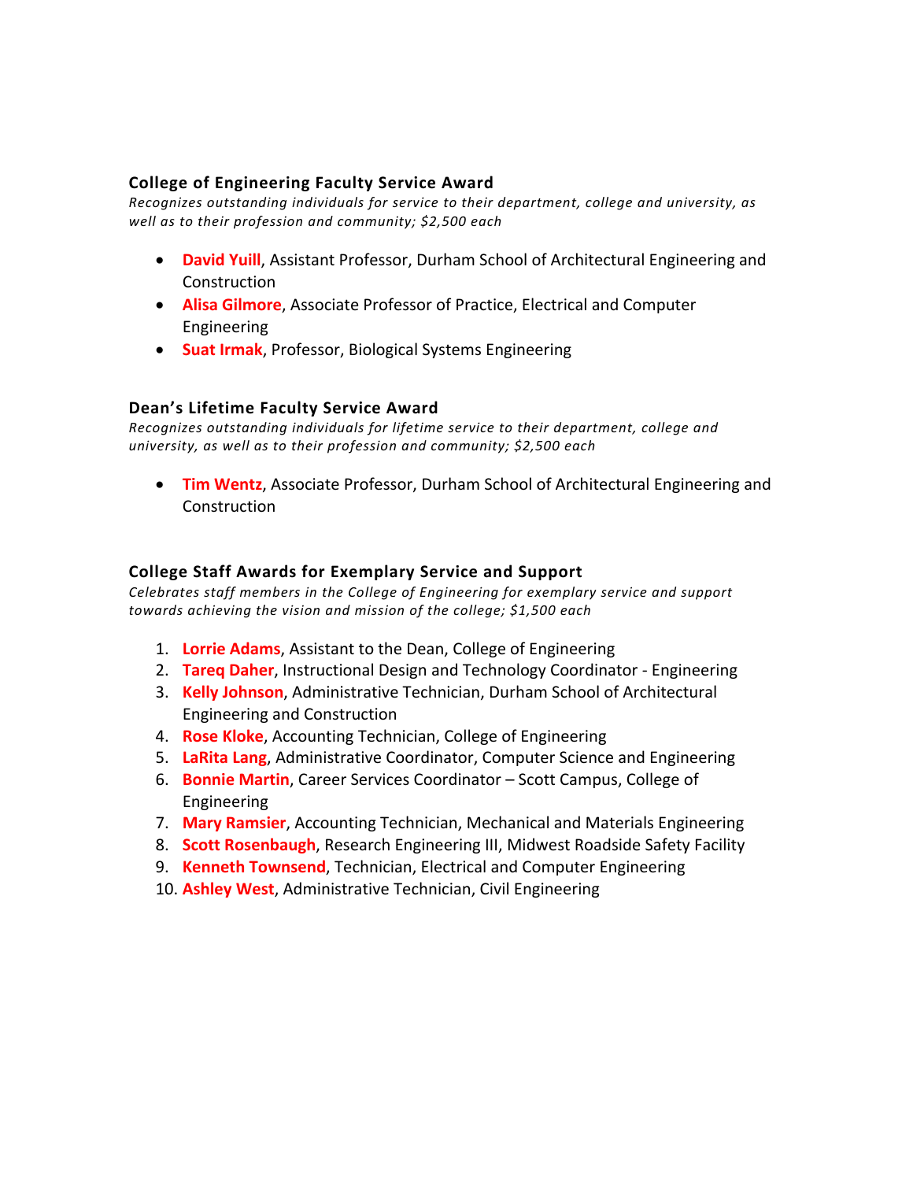### College of Engineering Faculty Service Award

*Recognizes outstanding individuals for service to their department, college and university, as well as to their profession and community; $2,500 each*

- **David Yuill**, Assistant Professor, Durham School of Architectural Engineering and Construction
- **Alisa Gilmore**, Associate Professor of Practice, Electrical and Computer Engineering
- **Suat Irmak**, Professor, Biological Systems Engineering

### Dean's Lifetime Faculty Service Award

*Recognizes outstanding individuals for lifetime service to their department, college and university, as well as to their profession and community; $2,500 each*

- **Tim Wentz**, Associate Professor, Durham School of Architectural Engineering and Construction

### College Staff Awards for Exemplary Service and Support

*Celebrates staff members in the College of Engineering for exemplary service and support towards achieving the vision and mission of the college; $1,500 each*

1. **Lorrie Adams**, Assistant to the Dean, College of Engineering
2. **Tareq Daher**, Instructional Design and Technology Coordinator - Engineering
3. **Kelly Johnson**, Administrative Technician, Durham School of Architectural Engineering and Construction
4. **Rose Kloke**, Accounting Technician, College of Engineering
5. **LaRita Lang**, Administrative Coordinator, Computer Science and Engineering
6. **Bonnie Martin**, Career Services Coordinator – Scott Campus, College of Engineering
7. **Mary Ramsier**, Accounting Technician, Mechanical and Materials Engineering
8. **Scott Rosenbaugh**, Research Engineering III, Midwest Roadside Safety Facility
9. **Kenneth Townsend**, Technician, Electrical and Computer Engineering
10. **Ashley West**, Administrative Technician, Civil Engineering